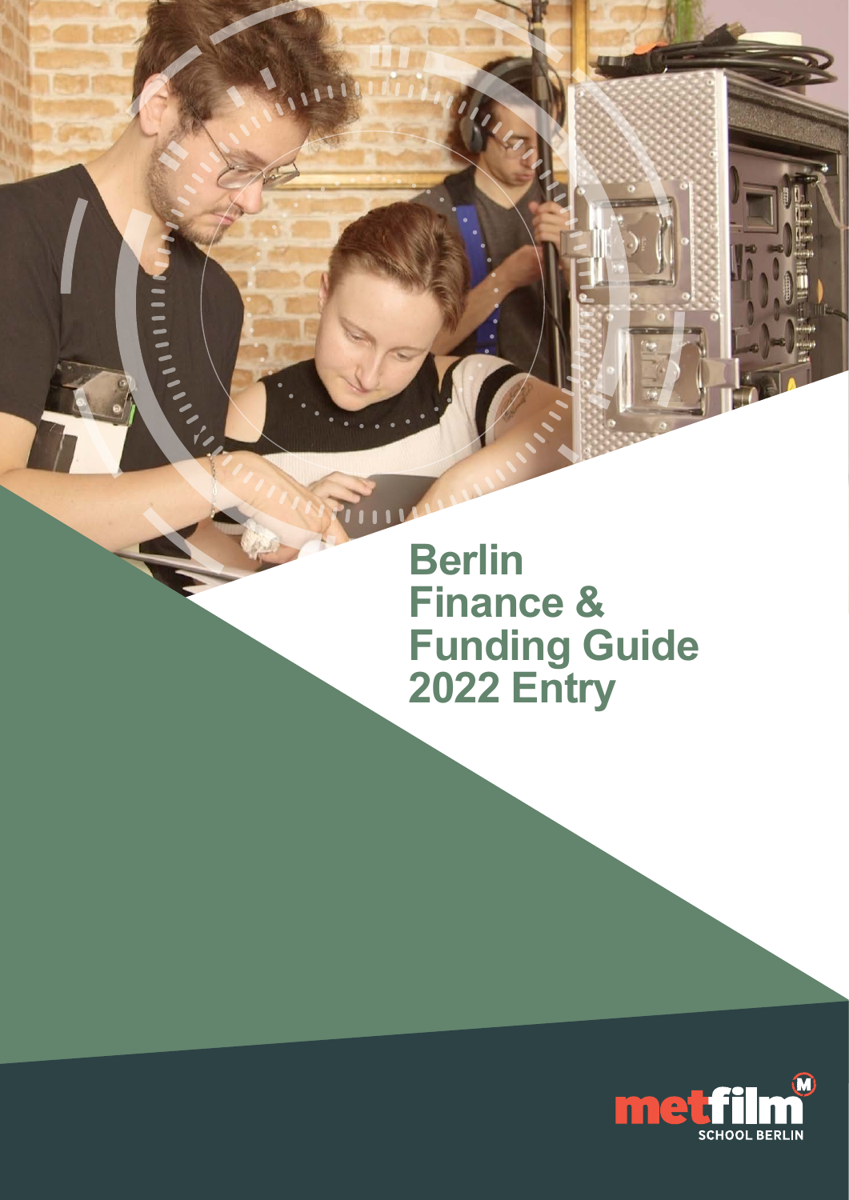# Berlin Finance & Funding Guide 2022 Entry

metfilm SCHOOL BERLIN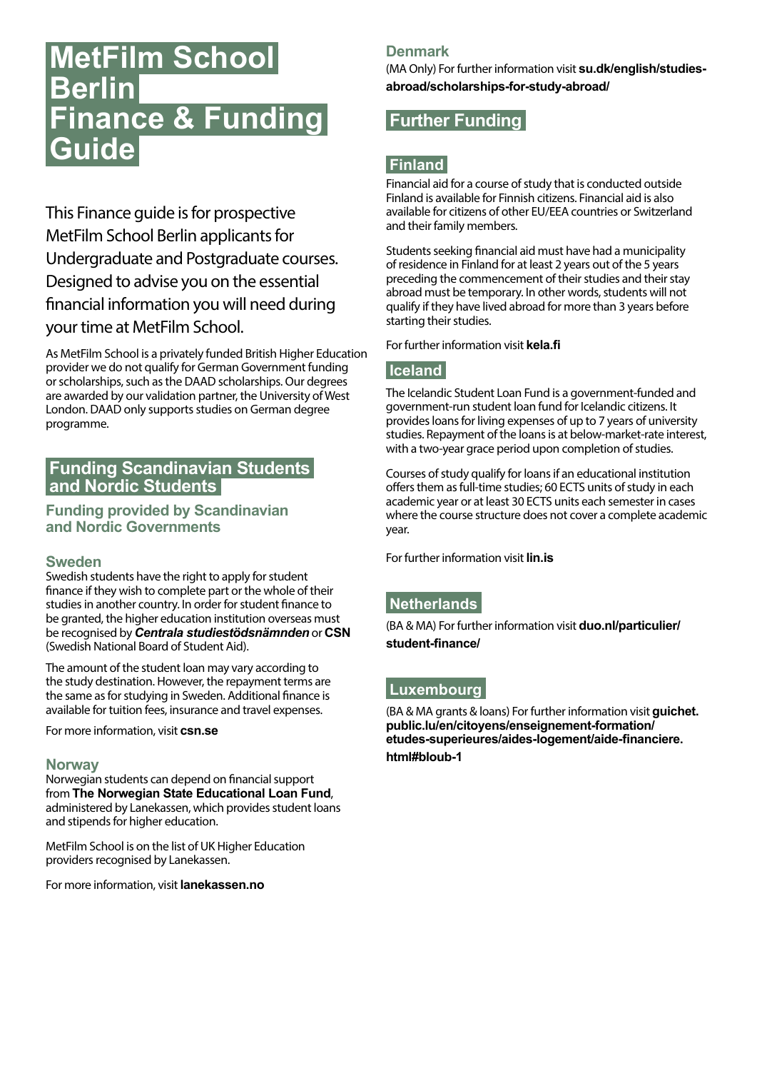# MetFilm School Berlin Finance & Funding Guide

This Finance guide is for prospective MetFilm School Berlin applicants for Undergraduate and Postgraduate courses. Designed to advise you on the essential financial information you will need during your time at MetFilm School.

As MetFilm School is a privately funded British Higher Education provider we do not qualify for German Government funding or scholarships, such as the DAAD scholarships. Our degrees are awarded by our validation partner, the University of West London. DAAD only supports studies on German degree programme.

## Funding Scandinavian Students and Nordic Students

### Funding provided by Scandinavian and Nordic Governments

#### Sweden

Swedish students have the right to apply for student finance if they wish to complete part or the whole of their studies in another country. In order for student finance to be granted, the higher education institution overseas must be recognised by ***Centrala studiestödsnämnden*** or **CSN** (Swedish National Board of Student Aid).

The amount of the student loan may vary according to the study destination. However, the repayment terms are the same as for studying in Sweden. Additional finance is available for tuition fees, insurance and travel expenses.

For more information, visit **csn.se**

#### Norway

Norwegian students can depend on financial support from **The Norwegian State Educational Loan Fund**, administered by Lanekassen, which provides student loans and stipends for higher education.

MetFilm School is on the list of UK Higher Education providers recognised by Lanekassen.

For more information, visit **lanekassen.no**

#### Denmark

(MA Only) For further information visit **su.dk/english/studies-abroad/scholarships-for-study-abroad/**

## Further Funding

### Finland

Financial aid for a course of study that is conducted outside Finland is available for Finnish citizens. Financial aid is also available for citizens of other EU/EEA countries or Switzerland and their family members.

Students seeking financial aid must have had a municipality of residence in Finland for at least 2 years out of the 5 years preceding the commencement of their studies and their stay abroad must be temporary. In other words, students will not qualify if they have lived abroad for more than 3 years before starting their studies.

For further information visit **kela.fi**

### Iceland

The Icelandic Student Loan Fund is a government-funded and government-run student loan fund for Icelandic citizens. It provides loans for living expenses of up to 7 years of university studies. Repayment of the loans is at below-market-rate interest, with a two-year grace period upon completion of studies.

Courses of study qualify for loans if an educational institution offers them as full-time studies; 60 ECTS units of study in each academic year or at least 30 ECTS units each semester in cases where the course structure does not cover a complete academic year.

For further information visit **lin.is**

### Netherlands

(BA & MA) For further information visit **duo.nl/particulier/student-finance/**

### Luxembourg

(BA & MA grants & loans) For further information visit **guichet.public.lu/en/citoyens/enseignement-formation/etudes-superieures/aides-logement/aide-financiere.html#bloub-1**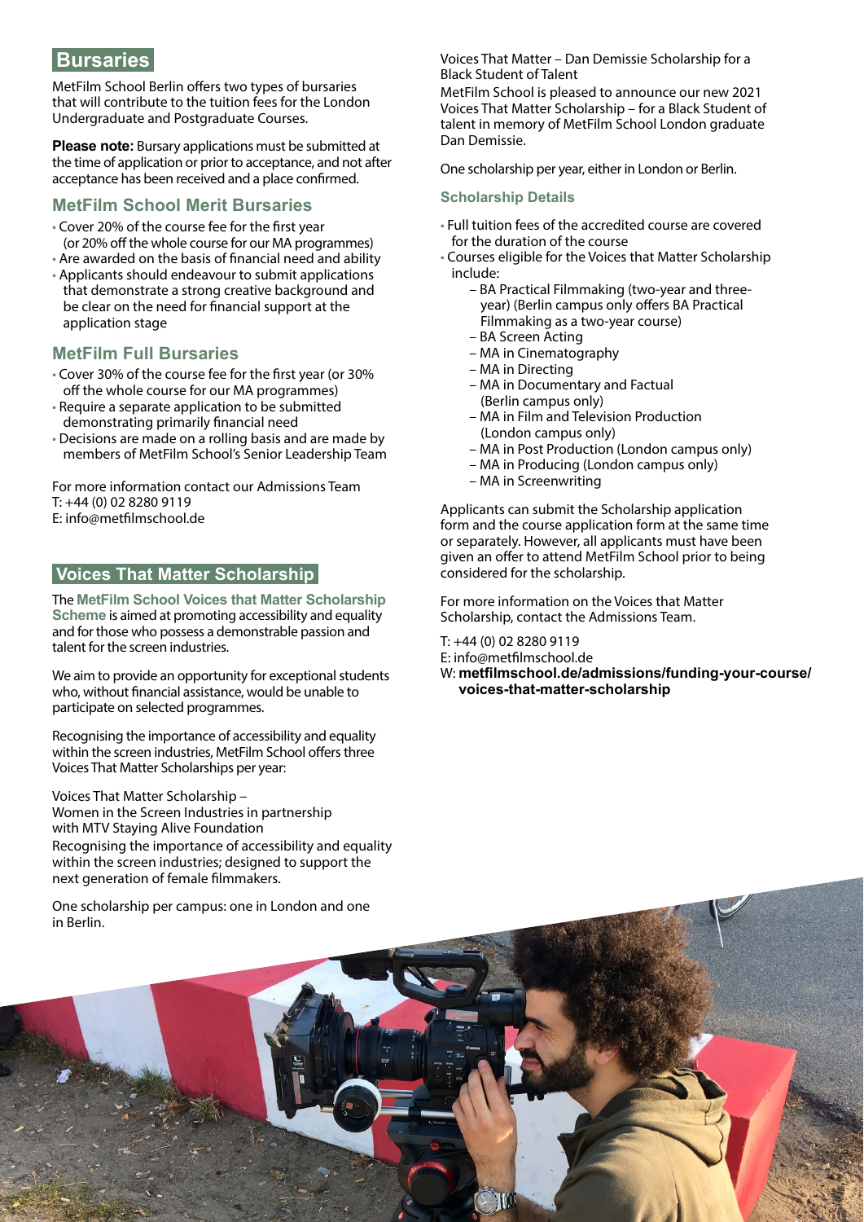## Bursaries

MetFilm School Berlin offers two types of bursaries that will contribute to the tuition fees for the London Undergraduate and Postgraduate Courses.

**Please note:** Bursary applications must be submitted at the time of application or prior to acceptance, and not after acceptance has been received and a place confirmed.

### MetFilm School Merit Bursaries

- Cover 20% of the course fee for the first year (or 20% off the whole course for our MA programmes)
- Are awarded on the basis of financial need and ability
- Applicants should endeavour to submit applications that demonstrate a strong creative background and be clear on the need for financial support at the application stage

### MetFilm Full Bursaries

- Cover 30% of the course fee for the first year (or 30% off the whole course for our MA programmes)
- Require a separate application to be submitted demonstrating primarily financial need
- Decisions are made on a rolling basis and are made by members of MetFilm School's Senior Leadership Team

For more information contact our Admissions Team
T: +44 (0) 02 8280 9119
E: info@metfilmschool.de

## Voices That Matter Scholarship

The **MetFilm School Voices that Matter Scholarship Scheme** is aimed at promoting accessibility and equality and for those who possess a demonstrable passion and talent for the screen industries.

We aim to provide an opportunity for exceptional students who, without financial assistance, would be unable to participate on selected programmes.

Recognising the importance of accessibility and equality within the screen industries, MetFilm School offers three Voices That Matter Scholarships per year:

Voices That Matter Scholarship –
Women in the Screen Industries in partnership with MTV Staying Alive Foundation
Recognising the importance of accessibility and equality within the screen industries; designed to support the next generation of female filmmakers.

One scholarship per campus: one in London and one in Berlin.

Voices That Matter – Dan Demissie Scholarship for a Black Student of Talent
MetFilm School is pleased to announce our new 2021 Voices That Matter Scholarship – for a Black Student of talent in memory of MetFilm School London graduate Dan Demissie.

One scholarship per year, either in London or Berlin.

### Scholarship Details

- Full tuition fees of the accredited course are covered for the duration of the course
- Courses eligible for the Voices that Matter Scholarship include:
  - BA Practical Filmmaking (two-year and three-year) (Berlin campus only offers BA Practical Filmmaking as a two-year course)
  - BA Screen Acting
  - MA in Cinematography
  - MA in Directing
  - MA in Documentary and Factual (Berlin campus only)
  - MA in Film and Television Production (London campus only)
  - MA in Post Production (London campus only)
  - MA in Producing (London campus only)
  - MA in Screenwriting

Applicants can submit the Scholarship application form and the course application form at the same time or separately. However, all applicants must have been given an offer to attend MetFilm School prior to being considered for the scholarship.

For more information on the Voices that Matter Scholarship, contact the Admissions Team.

T: +44 (0) 02 8280 9119
E: info@metfilmschool.de
W: **metfilmschool.de/admissions/funding-your-course/voices-that-matter-scholarship**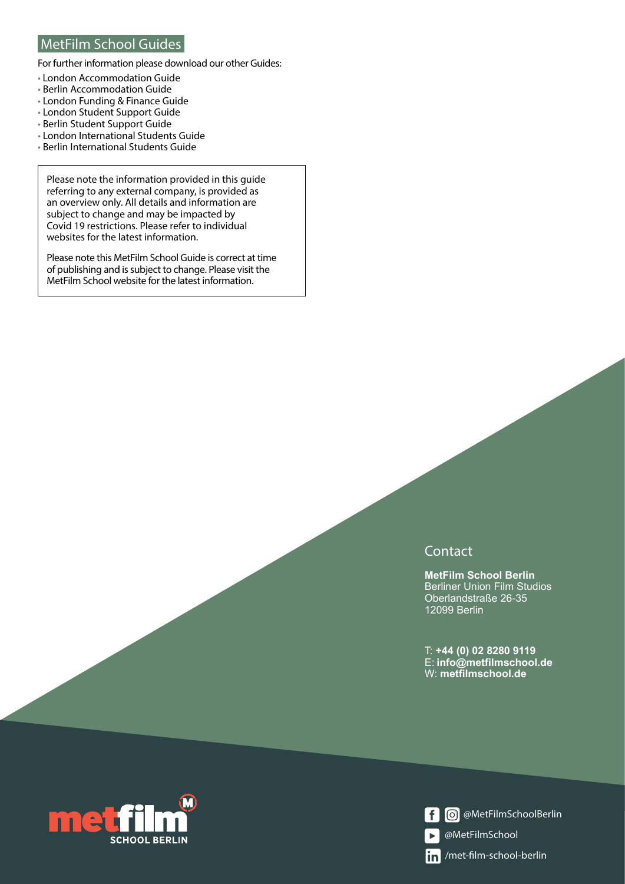## MetFilm School Guides

For further information please download our other Guides:

- London Accommodation Guide
- Berlin Accommodation Guide
- London Funding & Finance Guide
- London Student Support Guide
- Berlin Student Support Guide
- London International Students Guide
- Berlin International Students Guide

Please note the information provided in this guide referring to any external company, is provided as an overview only. All details and information are subject to change and may be impacted by Covid 19 restrictions. Please refer to individual websites for the latest information.

Please note this MetFilm School Guide is correct at time of publishing and is subject to change. Please visit the MetFilm School website for the latest information.

## Contact

**MetFilm School Berlin**
Berliner Union Film Studios
Oberlandstraße 26-35
12099 Berlin

T: **+44 (0) 02 8280 9119**
E: **info@metfilmschool.de**
W: **metfilmschool.de**

metfilm SCHOOL BERLIN

@MetFilmSchoolBerlin
@MetFilmSchool
/met-film-school-berlin